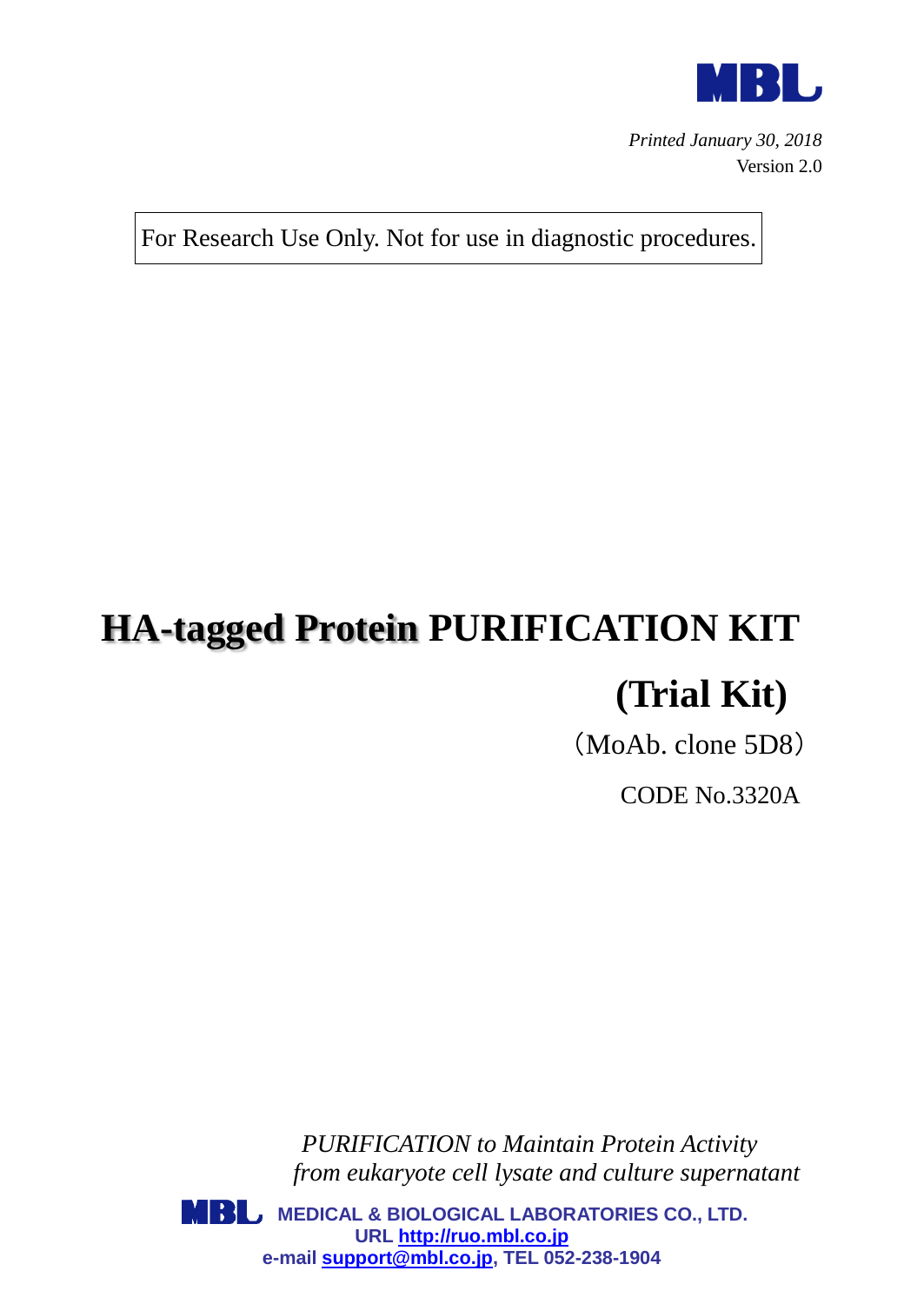MBL

*Printed January 30, 2018*
Version 2.0

For Research Use Only. Not for use in diagnostic procedures.

# HA-tagged Protein PURIFICATION KIT (Trial Kit)

（MoAb. clone 5D8）

CODE No.3320A

*PURIFICATION to Maintain Protein Activity*
*from eukaryote cell lysate and culture supernatant*

**MEDICAL & BIOLOGICAL LABORATORIES CO., LTD.**
**URL http://ruo.mbl.co.jp**
**e-mail support@mbl.co.jp, TEL 052-238-1904**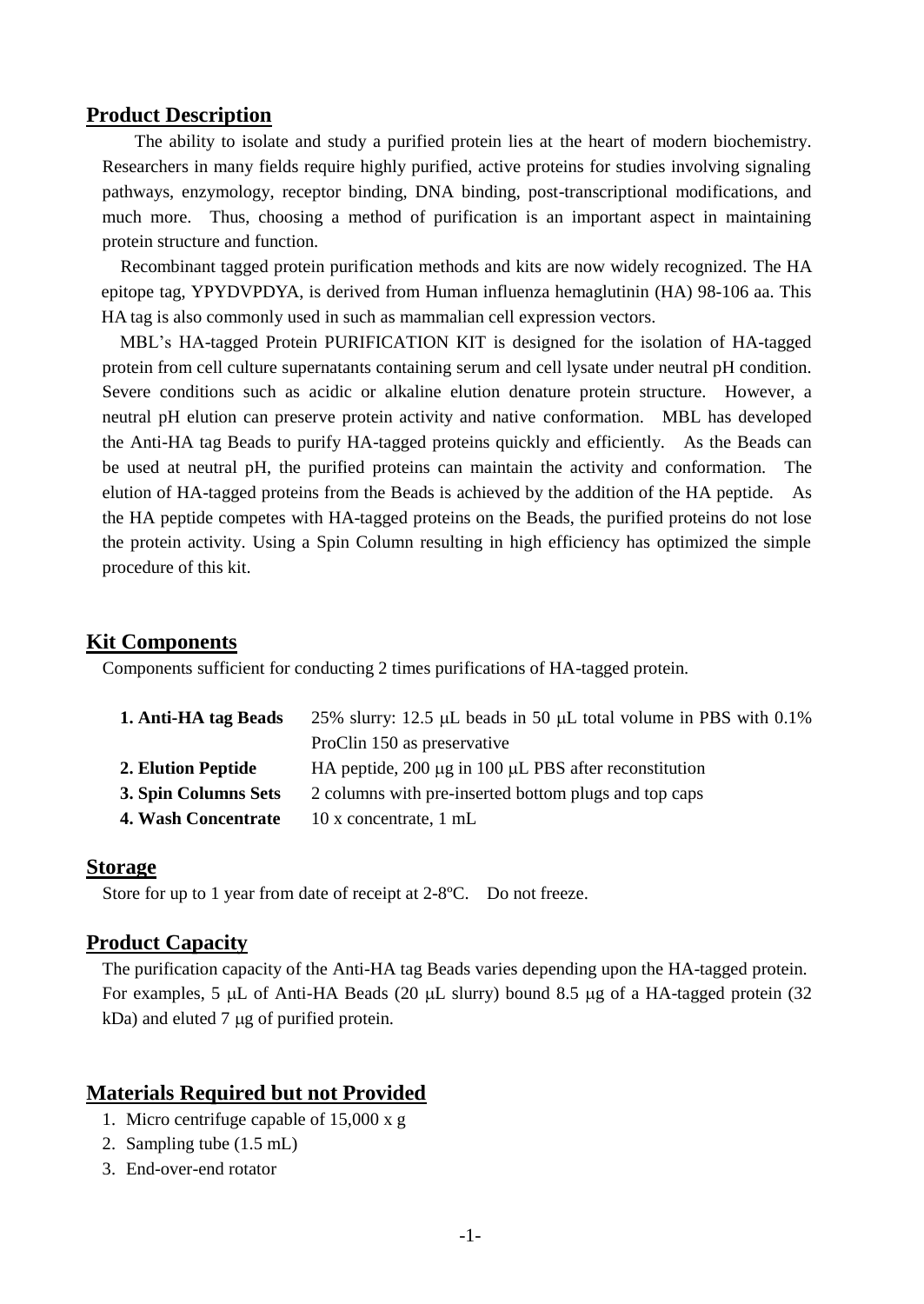## Product Description

The ability to isolate and study a purified protein lies at the heart of modern biochemistry. Researchers in many fields require highly purified, active proteins for studies involving signaling pathways, enzymology, receptor binding, DNA binding, post-transcriptional modifications, and much more. Thus, choosing a method of purification is an important aspect in maintaining protein structure and function.

Recombinant tagged protein purification methods and kits are now widely recognized. The HA epitope tag, YPYDVPDYA, is derived from Human influenza hemaglutinin (HA) 98-106 aa. This HA tag is also commonly used in such as mammalian cell expression vectors.

MBL's HA-tagged Protein PURIFICATION KIT is designed for the isolation of HA-tagged protein from cell culture supernatants containing serum and cell lysate under neutral pH condition. Severe conditions such as acidic or alkaline elution denature protein structure. However, a neutral pH elution can preserve protein activity and native conformation. MBL has developed the Anti-HA tag Beads to purify HA-tagged proteins quickly and efficiently. As the Beads can be used at neutral pH, the purified proteins can maintain the activity and conformation. The elution of HA-tagged proteins from the Beads is achieved by the addition of the HA peptide. As the HA peptide competes with HA-tagged proteins on the Beads, the purified proteins do not lose the protein activity. Using a Spin Column resulting in high efficiency has optimized the simple procedure of this kit.

## Kit Components

Components sufficient for conducting 2 times purifications of HA-tagged protein.

| | |
|---|---|
| **1. Anti-HA tag Beads** | 25% slurry: 12.5 μL beads in 50 μL total volume in PBS with 0.1% ProClin 150 as preservative |
| **2. Elution Peptide** | HA peptide, 200 μg in 100 μL PBS after reconstitution |
| **3. Spin Columns Sets** | 2 columns with pre-inserted bottom plugs and top caps |
| **4. Wash Concentrate** | 10 x concentrate, 1 mL |

## Storage

Store for up to 1 year from date of receipt at 2-8ºC. Do not freeze.

## Product Capacity

The purification capacity of the Anti-HA tag Beads varies depending upon the HA-tagged protein. For examples, 5 μL of Anti-HA Beads (20 μL slurry) bound 8.5 μg of a HA-tagged protein (32 kDa) and eluted 7 μg of purified protein.

## Materials Required but not Provided

1. Micro centrifuge capable of 15,000 x g
2. Sampling tube (1.5 mL)
3. End-over-end rotator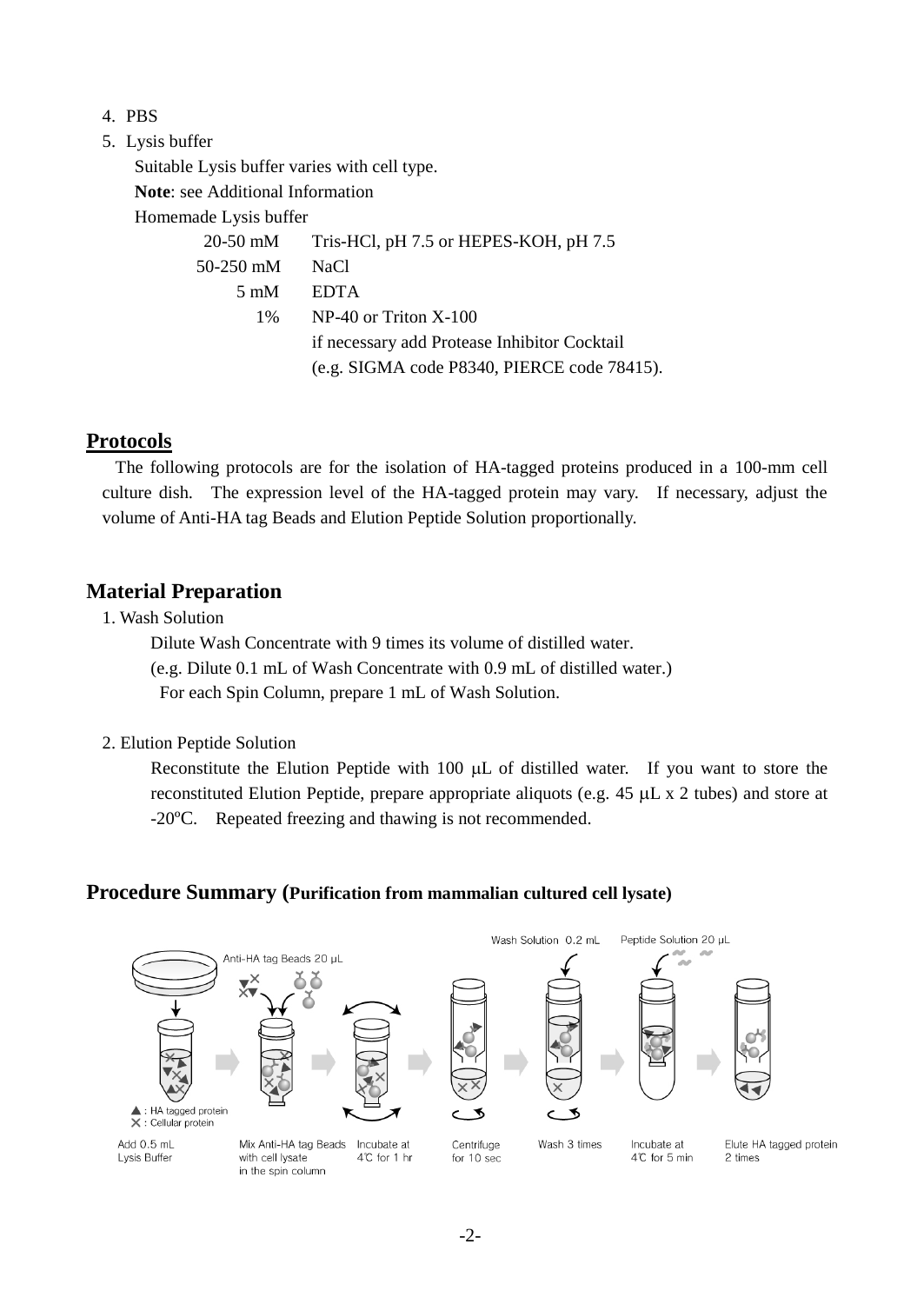4. PBS
5. Lysis buffer

   Suitable Lysis buffer varies with cell type.

   **Note**: see Additional Information

   Homemade Lysis buffer

| | |
|---|---|
| 20-50 mM | Tris-HCl, pH 7.5 or HEPES-KOH, pH 7.5 |
| 50-250 mM | NaCl |
| 5 mM | EDTA |
| 1% | NP-40 or Triton X-100 |
| | if necessary add Protease Inhibitor Cocktail |
| | (e.g. SIGMA code P8340, PIERCE code 78415). |

## Protocols

The following protocols are for the isolation of HA-tagged proteins produced in a 100-mm cell culture dish. The expression level of the HA-tagged protein may vary. If necessary, adjust the volume of Anti-HA tag Beads and Elution Peptide Solution proportionally.

## Material Preparation

1. Wash Solution

   Dilute Wash Concentrate with 9 times its volume of distilled water.
   (e.g. Dilute 0.1 mL of Wash Concentrate with 0.9 mL of distilled water.)
   For each Spin Column, prepare 1 mL of Wash Solution.

2. Elution Peptide Solution

   Reconstitute the Elution Peptide with 100 μL of distilled water. If you want to store the reconstituted Elution Peptide, prepare appropriate aliquots (e.g. 45 μL x 2 tubes) and store at -20ºC. Repeated freezing and thawing is not recommended.

## Procedure Summary (**Purification from mammalian cultured cell lysate**)

Anti-HA tag Beads 20 μL | Wash Solution 0.2 mL | Peptide Solution 20 μL

▲ : HA tagged protein
✕ : Cellular protein

Add 0.5 mL Lysis Buffer → Mix Anti-HA tag Beads with cell lysate in the spin column → Incubate at 4℃ for 1 hr → Centrifuge for 10 sec → Wash 3 times → Incubate at 4℃ for 5 min → Elute HA tagged protein 2 times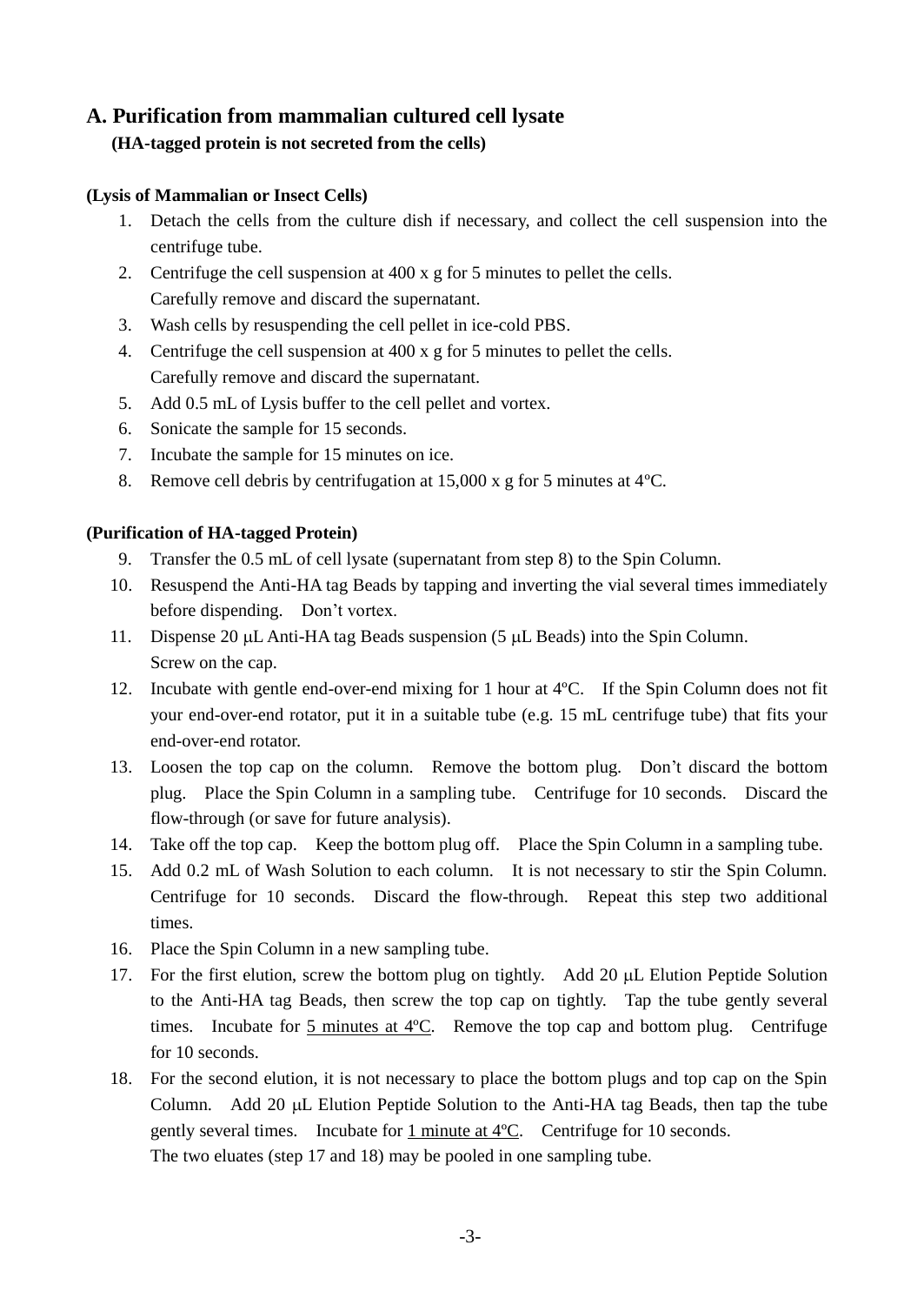## A. Purification from mammalian cultured cell lysate

**(HA-tagged protein is not secreted from the cells)**

**(Lysis of Mammalian or Insect Cells)**

1. Detach the cells from the culture dish if necessary, and collect the cell suspension into the centrifuge tube.
2. Centrifuge the cell suspension at 400 x g for 5 minutes to pellet the cells. Carefully remove and discard the supernatant.
3. Wash cells by resuspending the cell pellet in ice-cold PBS.
4. Centrifuge the cell suspension at 400 x g for 5 minutes to pellet the cells. Carefully remove and discard the supernatant.
5. Add 0.5 mL of Lysis buffer to the cell pellet and vortex.
6. Sonicate the sample for 15 seconds.
7. Incubate the sample for 15 minutes on ice.
8. Remove cell debris by centrifugation at 15,000 x g for 5 minutes at 4ºC.

**(Purification of HA-tagged Protein)**

9. Transfer the 0.5 mL of cell lysate (supernatant from step 8) to the Spin Column.
10. Resuspend the Anti-HA tag Beads by tapping and inverting the vial several times immediately before dispending. Don't vortex.
11. Dispense 20 μL Anti-HA tag Beads suspension (5 μL Beads) into the Spin Column. Screw on the cap.
12. Incubate with gentle end-over-end mixing for 1 hour at 4ºC. If the Spin Column does not fit your end-over-end rotator, put it in a suitable tube (e.g. 15 mL centrifuge tube) that fits your end-over-end rotator.
13. Loosen the top cap on the column. Remove the bottom plug. Don't discard the bottom plug. Place the Spin Column in a sampling tube. Centrifuge for 10 seconds. Discard the flow-through (or save for future analysis).
14. Take off the top cap. Keep the bottom plug off. Place the Spin Column in a sampling tube.
15. Add 0.2 mL of Wash Solution to each column. It is not necessary to stir the Spin Column. Centrifuge for 10 seconds. Discard the flow-through. Repeat this step two additional times.
16. Place the Spin Column in a new sampling tube.
17. For the first elution, screw the bottom plug on tightly. Add 20 μL Elution Peptide Solution to the Anti-HA tag Beads, then screw the top cap on tightly. Tap the tube gently several times. Incubate for 5 minutes at 4ºC. Remove the top cap and bottom plug. Centrifuge for 10 seconds.
18. For the second elution, it is not necessary to place the bottom plugs and top cap on the Spin Column. Add 20 μL Elution Peptide Solution to the Anti-HA tag Beads, then tap the tube gently several times. Incubate for 1 minute at 4ºC. Centrifuge for 10 seconds. The two eluates (step 17 and 18) may be pooled in one sampling tube.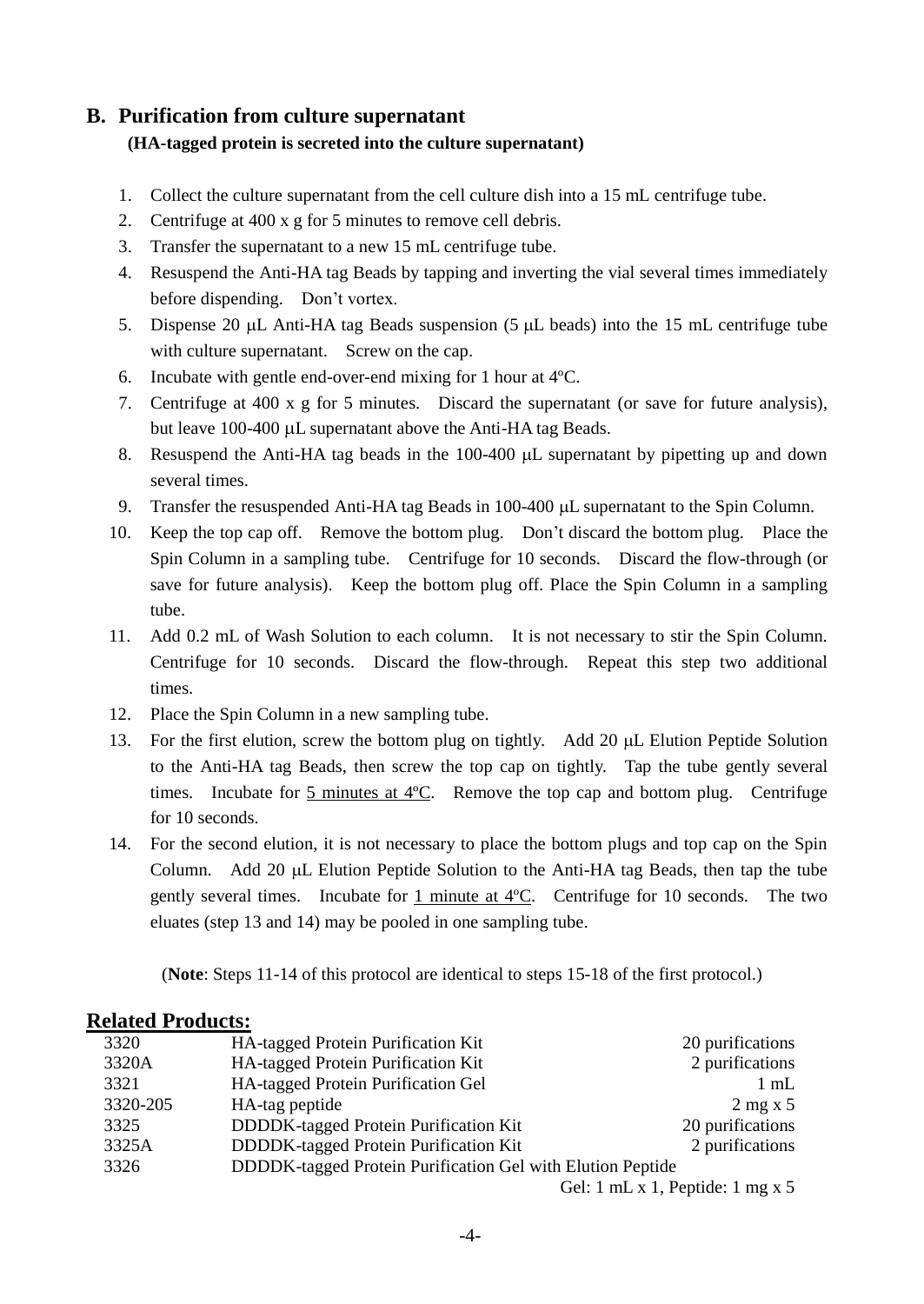## B. Purification from culture supernatant

**(HA-tagged protein is secreted into the culture supernatant)**

1. Collect the culture supernatant from the cell culture dish into a 15 mL centrifuge tube.
2. Centrifuge at 400 x g for 5 minutes to remove cell debris.
3. Transfer the supernatant to a new 15 mL centrifuge tube.
4. Resuspend the Anti-HA tag Beads by tapping and inverting the vial several times immediately before dispending. Don't vortex.
5. Dispense 20 μL Anti-HA tag Beads suspension (5 μL beads) into the 15 mL centrifuge tube with culture supernatant. Screw on the cap.
6. Incubate with gentle end-over-end mixing for 1 hour at 4ºC.
7. Centrifuge at 400 x g for 5 minutes. Discard the supernatant (or save for future analysis), but leave 100-400 μL supernatant above the Anti-HA tag Beads.
8. Resuspend the Anti-HA tag beads in the 100-400 μL supernatant by pipetting up and down several times.
9. Transfer the resuspended Anti-HA tag Beads in 100-400 μL supernatant to the Spin Column.
10. Keep the top cap off. Remove the bottom plug. Don't discard the bottom plug. Place the Spin Column in a sampling tube. Centrifuge for 10 seconds. Discard the flow-through (or save for future analysis). Keep the bottom plug off. Place the Spin Column in a sampling tube.
11. Add 0.2 mL of Wash Solution to each column. It is not necessary to stir the Spin Column. Centrifuge for 10 seconds. Discard the flow-through. Repeat this step two additional times.
12. Place the Spin Column in a new sampling tube.
13. For the first elution, screw the bottom plug on tightly. Add 20 μL Elution Peptide Solution to the Anti-HA tag Beads, then screw the top cap on tightly. Tap the tube gently several times. Incubate for <u>5 minutes at 4ºC</u>. Remove the top cap and bottom plug. Centrifuge for 10 seconds.
14. For the second elution, it is not necessary to place the bottom plugs and top cap on the Spin Column. Add 20 μL Elution Peptide Solution to the Anti-HA tag Beads, then tap the tube gently several times. Incubate for <u>1 minute at 4ºC</u>. Centrifuge for 10 seconds. The two eluates (step 13 and 14) may be pooled in one sampling tube.

(**Note**: Steps 11-14 of this protocol are identical to steps 15-18 of the first protocol.)

## Related Products:

| | | |
|---|---|---|
| 3320 | HA-tagged Protein Purification Kit | 20 purifications |
| 3320A | HA-tagged Protein Purification Kit | 2 purifications |
| 3321 | HA-tagged Protein Purification Gel | 1 mL |
| 3320-205 | HA-tag peptide | 2 mg x 5 |
| 3325 | DDDDK-tagged Protein Purification Kit | 20 purifications |
| 3325A | DDDDK-tagged Protein Purification Kit | 2 purifications |
| 3326 | DDDDK-tagged Protein Purification Gel with Elution Peptide | Gel: 1 mL x 1, Peptide: 1 mg x 5 |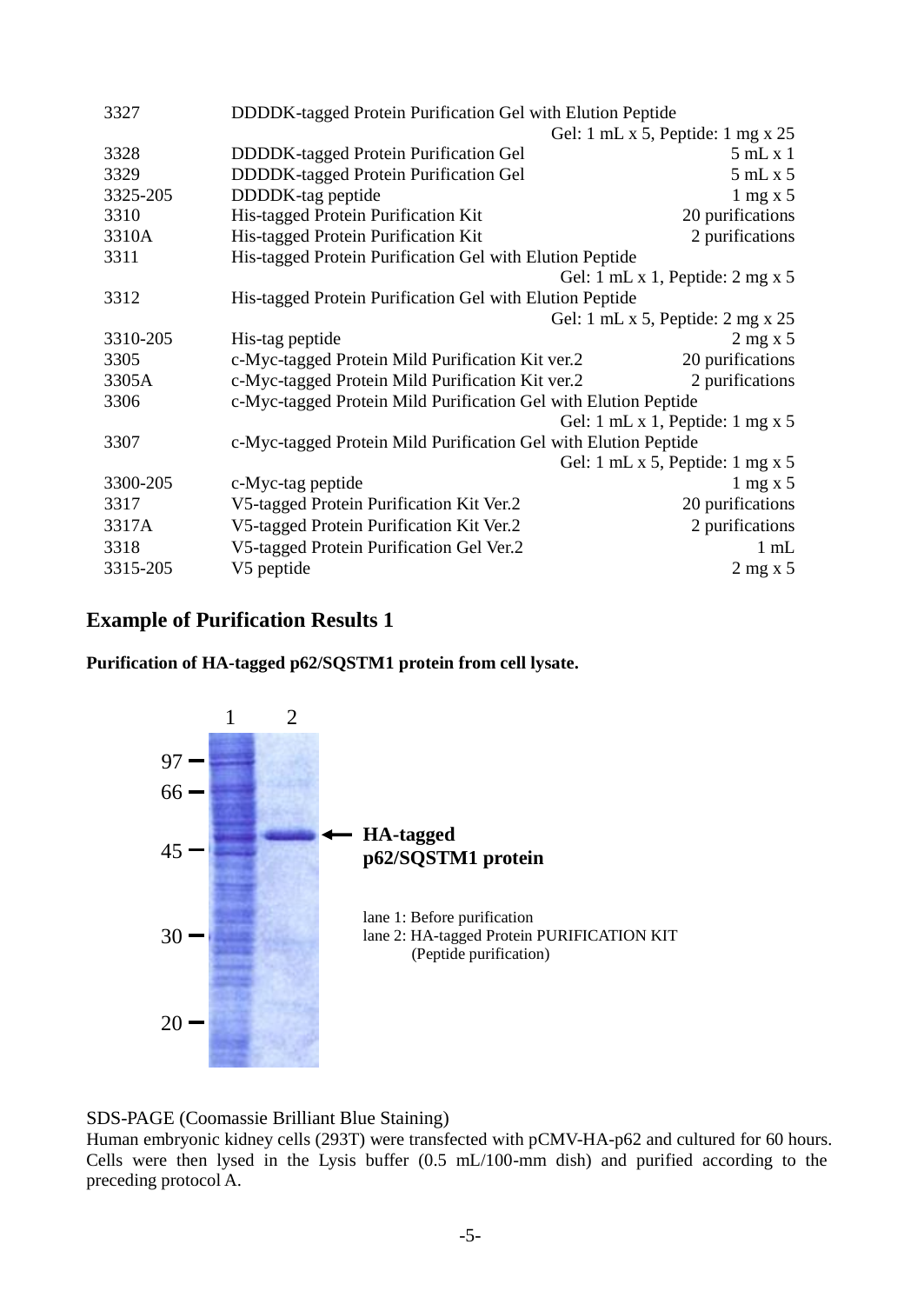| | | |
|---|---|---|
| 3327 | DDDDK-tagged Protein Purification Gel with Elution Peptide | Gel: 1 mL x 5, Peptide: 1 mg x 25 |
| 3328 | DDDDK-tagged Protein Purification Gel | 5 mL x 1 |
| 3329 | DDDDK-tagged Protein Purification Gel | 5 mL x 5 |
| 3325-205 | DDDDK-tag peptide | 1 mg x 5 |
| 3310 | His-tagged Protein Purification Kit | 20 purifications |
| 3310A | His-tagged Protein Purification Kit | 2 purifications |
| 3311 | His-tagged Protein Purification Gel with Elution Peptide | Gel: 1 mL x 1, Peptide: 2 mg x 5 |
| 3312 | His-tagged Protein Purification Gel with Elution Peptide | Gel: 1 mL x 5, Peptide: 2 mg x 25 |
| 3310-205 | His-tag peptide | 2 mg x 5 |
| 3305 | c-Myc-tagged Protein Mild Purification Kit ver.2 | 20 purifications |
| 3305A | c-Myc-tagged Protein Mild Purification Kit ver.2 | 2 purifications |
| 3306 | c-Myc-tagged Protein Mild Purification Gel with Elution Peptide | Gel: 1 mL x 1, Peptide: 1 mg x 5 |
| 3307 | c-Myc-tagged Protein Mild Purification Gel with Elution Peptide | Gel: 1 mL x 5, Peptide: 1 mg x 5 |
| 3300-205 | c-Myc-tag peptide | 1 mg x 5 |
| 3317 | V5-tagged Protein Purification Kit Ver.2 | 20 purifications |
| 3317A | V5-tagged Protein Purification Kit Ver.2 | 2 purifications |
| 3318 | V5-tagged Protein Purification Gel Ver.2 | 1 mL |
| 3315-205 | V5 peptide | 2 mg x 5 |

## Example of Purification Results 1

**Purification of HA-tagged p62/SQSTM1 protein from cell lysate.**

1 2

97 —
66 —
45 —
30 —
20 —

← **HA-tagged p62/SQSTM1 protein**

lane 1: Before purification
lane 2: HA-tagged Protein PURIFICATION KIT (Peptide purification)

SDS-PAGE (Coomassie Brilliant Blue Staining)
Human embryonic kidney cells (293T) were transfected with pCMV-HA-p62 and cultured for 60 hours. Cells were then lysed in the Lysis buffer (0.5 mL/100-mm dish) and purified according to the preceding protocol A.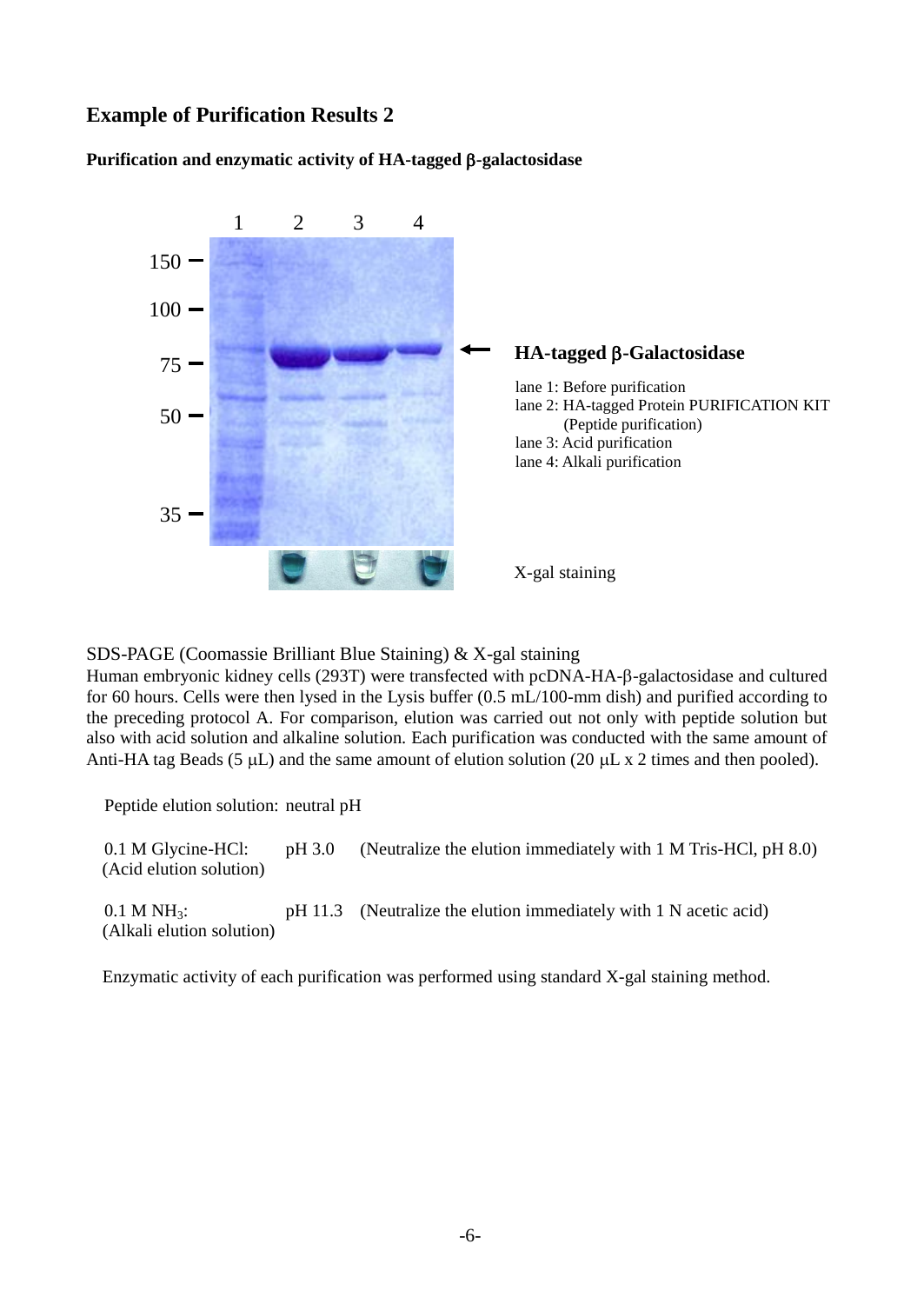## Example of Purification Results 2

**Purification and enzymatic activity of HA-tagged β-galactosidase**

| | 1 | 2 | 3 | 4 |
|---|---|---|---|---|

150 —
100 —
75 —
50 —
35 —

← **HA-tagged β-Galactosidase**

lane 1: Before purification
lane 2: HA-tagged Protein PURIFICATION KIT (Peptide purification)
lane 3: Acid purification
lane 4: Alkali purification

X-gal staining

SDS-PAGE (Coomassie Brilliant Blue Staining) & X-gal staining
Human embryonic kidney cells (293T) were transfected with pcDNA-HA-β-galactosidase and cultured for 60 hours. Cells were then lysed in the Lysis buffer (0.5 mL/100-mm dish) and purified according to the preceding protocol A. For comparison, elution was carried out not only with peptide solution but also with acid solution and alkaline solution. Each purification was conducted with the same amount of Anti-HA tag Beads (5 μL) and the same amount of elution solution (20 μL x 2 times and then pooled).

Peptide elution solution: neutral pH

0.1 M Glycine-HCl: (Acid elution solution) pH 3.0 (Neutralize the elution immediately with 1 M Tris-HCl, pH 8.0)

0.1 M $NH_3$: (Alkali elution solution) pH 11.3 (Neutralize the elution immediately with 1 N acetic acid)

Enzymatic activity of each purification was performed using standard X-gal staining method.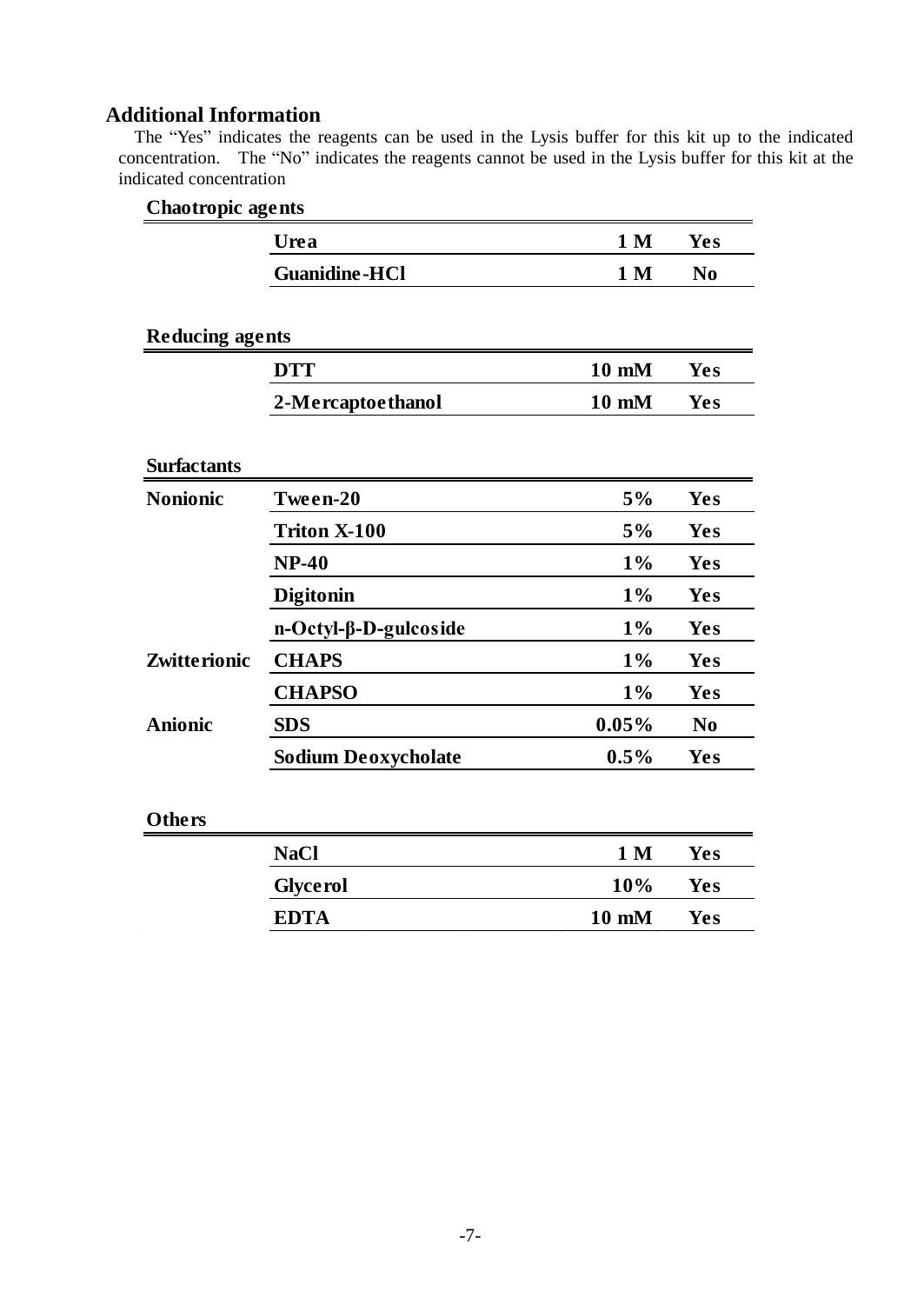## Additional Information

The "Yes" indicates the reagents can be used in the Lysis buffer for this kit up to the indicated concentration. The "No" indicates the reagents cannot be used in the Lysis buffer for this kit at the indicated concentration

**Chaotropic agents**

| | | | |
|---|---|---|---|
| | **Urea** | **1 M** | **Yes** |
| | **Guanidine-HCl** | **1 M** | **No** |

**Reducing agents**

| | | | |
|---|---|---|---|
| | **DTT** | **10 mM** | **Yes** |
| | **2-Mercaptoethanol** | **10 mM** | **Yes** |

**Surfactants**

| | | | |
|---|---|---|---|
| **Nonionic** | **Tween-20** | **5%** | **Yes** |
| | **Triton X-100** | **5%** | **Yes** |
| | **NP-40** | **1%** | **Yes** |
| | **Digitonin** | **1%** | **Yes** |
| | **n-Octyl-β-D-gulcoside** | **1%** | **Yes** |
| **Zwitterionic** | **CHAPS** | **1%** | **Yes** |
| | **CHAPSO** | **1%** | **Yes** |
| **Anionic** | **SDS** | **0.05%** | **No** |
| | **Sodium Deoxycholate** | **0.5%** | **Yes** |

**Others**

| | | | |
|---|---|---|---|
| | **NaCl** | **1 M** | **Yes** |
| | **Glycerol** | **10%** | **Yes** |
| | **EDTA** | **10 mM** | **Yes** |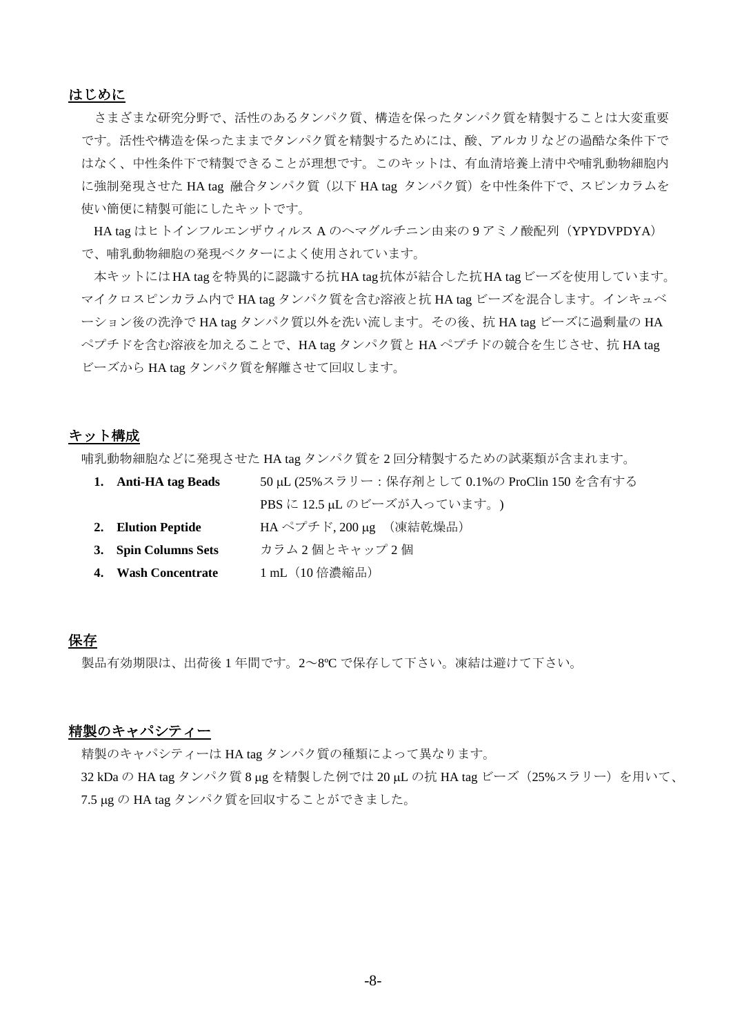## はじめに

さまざまな研究分野で、活性のあるタンパク質、構造を保ったタンパク質を精製することは大変重要です。活性や構造を保ったままでタンパク質を精製するためには、酸、アルカリなどの過酷な条件下ではなく、中性条件下で精製できることが理想です。このキットは、有血清培養上清中や哺乳動物細胞内に強制発現させた HA tag 融合タンパク質（以下 HA tag タンパク質）を中性条件下で、スピンカラムを使い簡便に精製可能にしたキットです。

HA tag はヒトインフルエンザウィルス A のヘマグルチニン由来の 9 アミノ酸配列（YPYDVPDYA）で、哺乳動物細胞の発現ベクターによく使用されています。

本キットには HA tag を特異的に認識する抗 HA tag 抗体が結合した抗 HA tag ビーズを使用しています。マイクロスピンカラム内で HA tag タンパク質を含む溶液と抗 HA tag ビーズを混合します。インキュベーション後の洗浄で HA tag タンパク質以外を洗い流します。その後、抗 HA tag ビーズに過剰量の HA ペプチドを含む溶液を加えることで、HA tag タンパク質と HA ペプチドの競合を生じさせ、抗 HA tag ビーズから HA tag タンパク質を解離させて回収します。

## キット構成

哺乳動物細胞などに発現させた HA tag タンパク質を 2 回分精製するための試薬類が含まれます。

1. **Anti-HA tag Beads**　50 μL (25%スラリー：保存剤として 0.1%の ProClin 150 を含有する PBS に 12.5 μL のビーズが入っています。)
2. **Elution Peptide**　HA ペプチド, 200 μg （凍結乾燥品）
3. **Spin Columns Sets**　カラム 2 個とキャップ 2 個
4. **Wash Concentrate**　1 mL（10 倍濃縮品）

## 保存

製品有効期限は、出荷後 1 年間です。2～8ºC で保存して下さい。凍結は避けて下さい。

## 精製のキャパシティー

精製のキャパシティーは HA tag タンパク質の種類によって異なります。

32 kDa の HA tag タンパク質 8 μg を精製した例では 20 μL の抗 HA tag ビーズ（25%スラリー）を用いて、7.5 μg の HA tag タンパク質を回収することができました。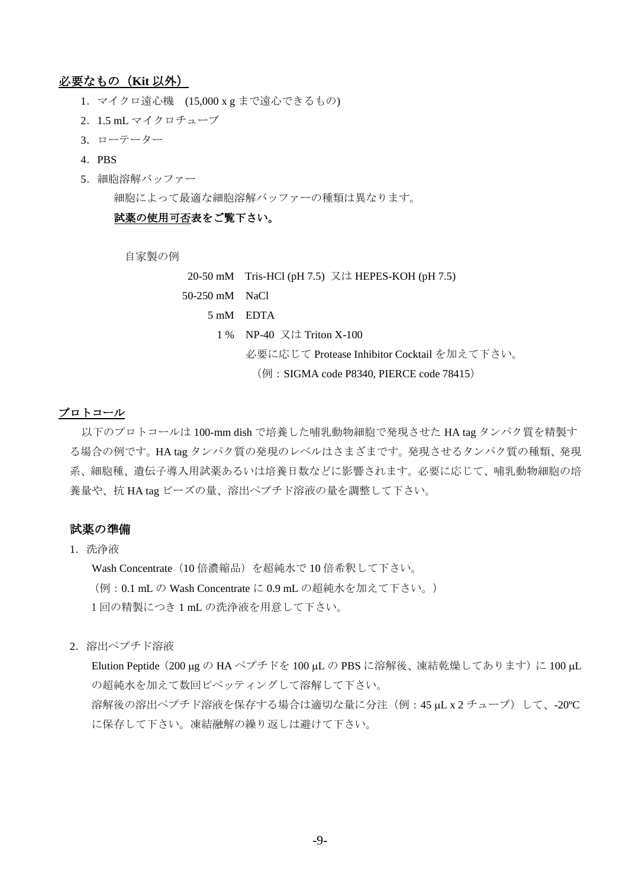## 必要なもの（Kit 以外）

1．マイクロ遠心機　(15,000 x g まで遠心できるもの)
2．1.5 mL マイクロチューブ
3．ローテーター
4．PBS
5．細胞溶解バッファー

　　細胞によって最適な細胞溶解バッファーの種類は異なります。

　　**試薬の使用可否表をご覧下さい。**

　　自家製の例

| | |
|---|---|
| 20-50 mM | Tris-HCl (pH 7.5)　又は HEPES-KOH (pH 7.5) |
| 50-250 mM | NaCl |
| 5 mM | EDTA |
| 1 % | NP-40　又は Triton X-100 |
| | 必要に応じて Protease Inhibitor Cocktail を加えて下さい。 |
| | （例：SIGMA code P8340, PIERCE code 78415） |

## プロトコール

以下のプロトコールは 100-mm dish で培養した哺乳動物細胞で発現させた HA tag タンパク質を精製する場合の例です。HA tag タンパク質の発現のレベルはさまざまです。発現させるタンパク質の種類、発現系、細胞種、遺伝子導入用試薬あるいは培養日数などに影響されます。必要に応じて、哺乳動物細胞の培養量や、抗 HA tag ビーズの量、溶出ペプチド溶液の量を調整して下さい。

### 試薬の準備

1．洗浄液

Wash Concentrate（10 倍濃縮品）を超純水で 10 倍希釈して下さい。

（例：0.1 mL の Wash Concentrate に 0.9 mL の超純水を加えて下さい。）

1 回の精製につき 1 mL の洗浄液を用意して下さい。

2．溶出ペプチド溶液

Elution Peptide（200 μg の HA ペプチドを 100 μL の PBS に溶解後、凍結乾燥してあります）に 100 μL の超純水を加えて数回ピペッティングして溶解して下さい。

溶解後の溶出ペプチド溶液を保存する場合は適切な量に分注（例：45 μL x 2 チューブ）して、-20ºC に保存して下さい。凍結融解の繰り返しは避けて下さい。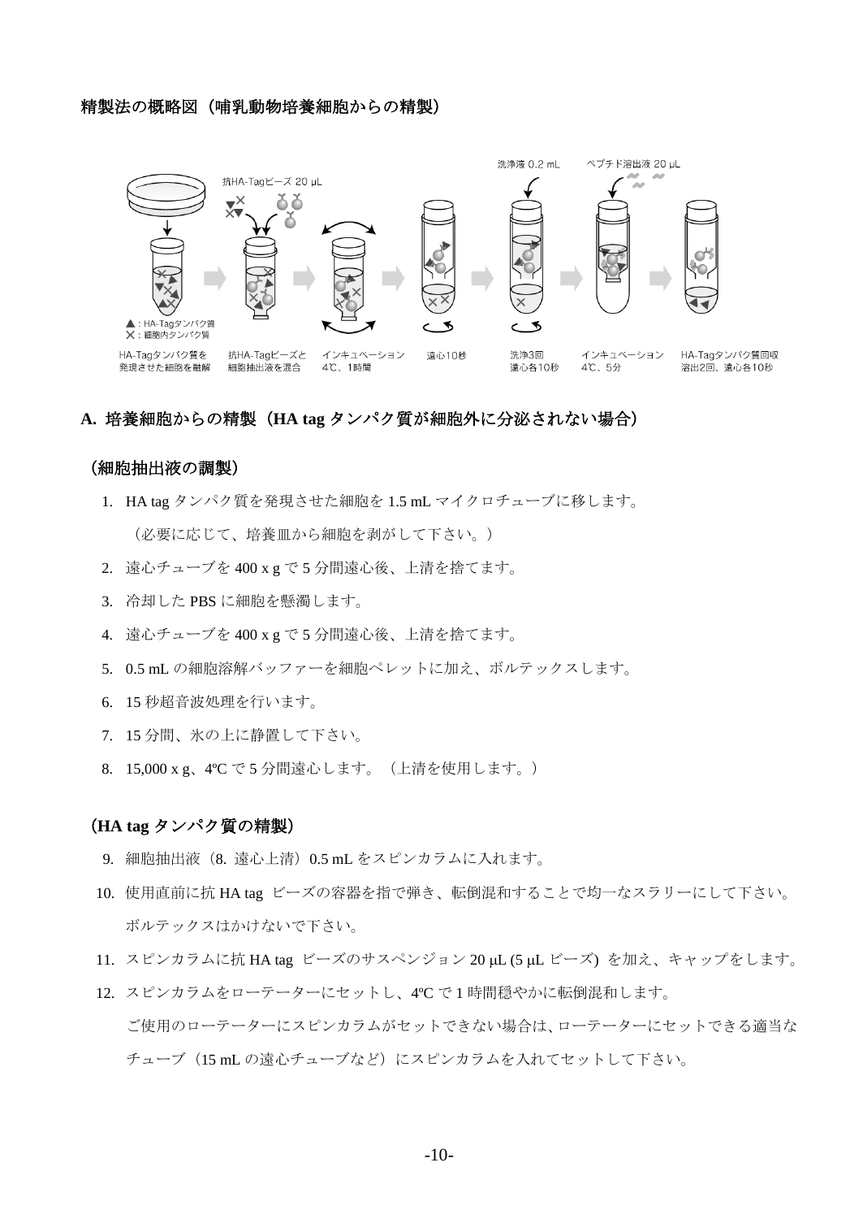## 精製法の概略図（哺乳動物培養細胞からの精製）

▲：HA-Tagタンパク質
✕：細胞内タンパク質

HA-Tagタンパク質を発現させた細胞を融解 → 抗HA-Tagビーズ 20 μL 抗HA-Tagビーズと細胞抽出液を混合 → インキュベーション 4℃、1時間 → 遠心10秒 → 洗浄液 0.2 mL 洗浄3回 遠心各10秒 → ペプチド溶出液 20 μL インキュベーション 4℃、5分 → HA-Tagタンパク質回収 溶出2回、遠心各10秒

## A. 培養細胞からの精製（HA tag タンパク質が細胞外に分泌されない場合）

### （細胞抽出液の調製）

1. HA tag タンパク質を発現させた細胞を 1.5 mL マイクロチューブに移します。
   （必要に応じて、培養皿から細胞を剥がして下さい。）
2. 遠心チューブを 400 x g で 5 分間遠心後、上清を捨てます。
3. 冷却した PBS に細胞を懸濁します。
4. 遠心チューブを 400 x g で 5 分間遠心後、上清を捨てます。
5. 0.5 mL の細胞溶解バッファーを細胞ペレットに加え、ボルテックスします。
6. 15 秒超音波処理を行います。
7. 15 分間、氷の上に静置して下さい。
8. 15,000 x g、4ºC で 5 分間遠心します。（上清を使用します。）

### （HA tag タンパク質の精製）

9. 細胞抽出液（8. 遠心上清）0.5 mL をスピンカラムに入れます。
10. 使用直前に抗 HA tag ビーズの容器を指で弾き、転倒混和することで均一なスラリーにして下さい。
    ボルテックスはかけないで下さい。
11. スピンカラムに抗 HA tag ビーズのサスペンジョン 20 μL (5 μL ビーズ) を加え、キャップをします。
12. スピンカラムをローテーターにセットし、4ºC で 1 時間穏やかに転倒混和します。
    ご使用のローテーターにスピンカラムがセットできない場合は、ローテーターにセットできる適当なチューブ（15 mL の遠心チューブなど）にスピンカラムを入れてセットして下さい。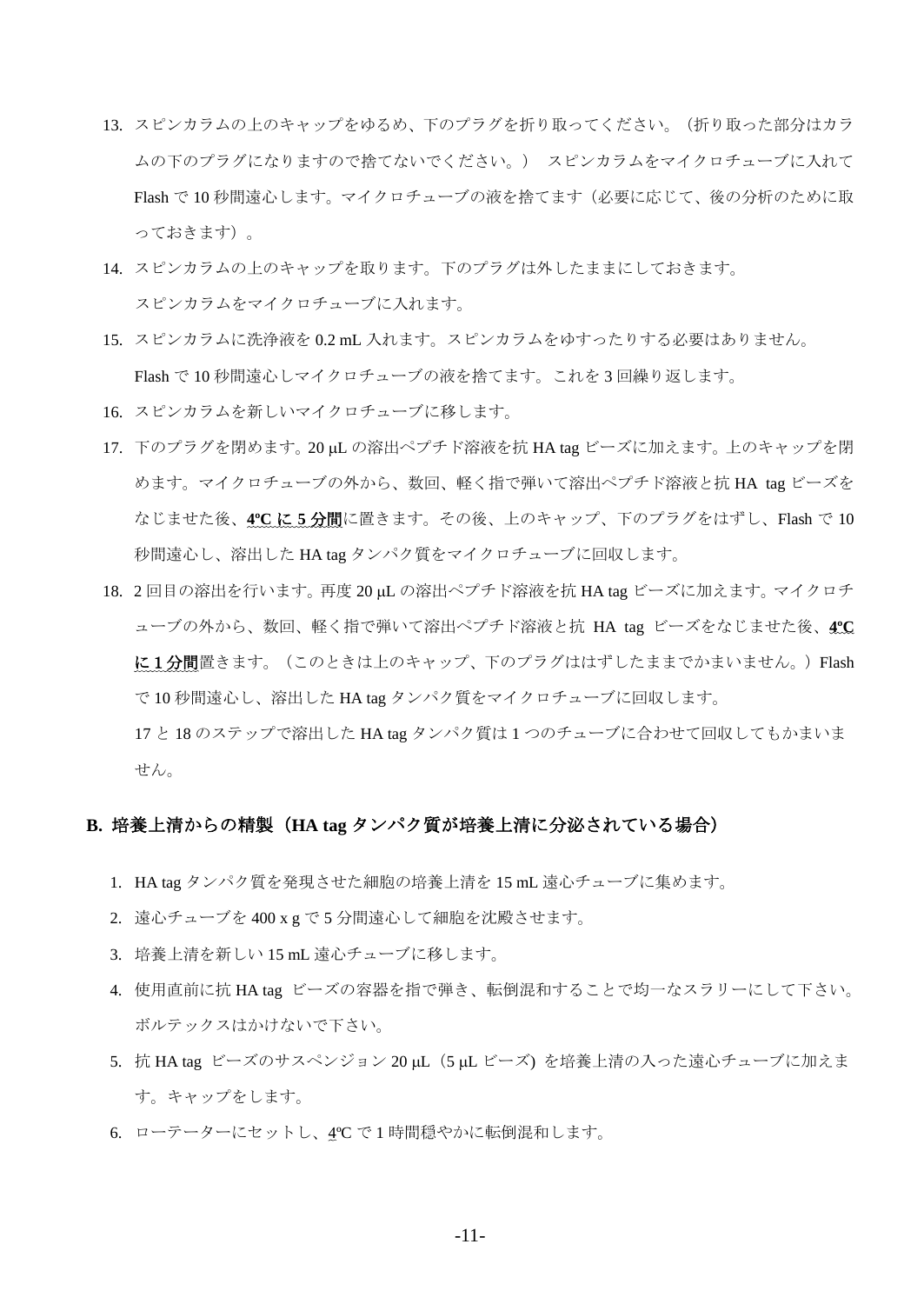13. スピンカラムの上のキャップをゆるめ、下のプラグを折り取ってください。（折り取った部分はカラムの下のプラグになりますので捨てないでください。） スピンカラムをマイクロチューブに入れて Flash で 10 秒間遠心します。マイクロチューブの液を捨てます（必要に応じて、後の分析のために取っておきます）。
14. スピンカラムの上のキャップを取ります。下のプラグは外したままにしておきます。
    スピンカラムをマイクロチューブに入れます。
15. スピンカラムに洗浄液を 0.2 mL 入れます。スピンカラムをゆすったりする必要はありません。
    Flash で 10 秒間遠心しマイクロチューブの液を捨てます。これを 3 回繰り返します。
16. スピンカラムを新しいマイクロチューブに移します。
17. 下のプラグを閉めます。20 μL の溶出ペプチド溶液を抗 HA tag ビーズに加えます。上のキャップを閉めます。マイクロチューブの外から、数回、軽く指で弾いて溶出ペプチド溶液と抗 HA tag ビーズをなじませた後、**4ºC に 5 分間**に置きます。その後、上のキャップ、下のプラグをはずし、Flash で 10 秒間遠心し、溶出した HA tag タンパク質をマイクロチューブに回収します。
18. 2 回目の溶出を行います。再度 20 μL の溶出ペプチド溶液を抗 HA tag ビーズに加えます。マイクロチューブの外から、数回、軽く指で弾いて溶出ペプチド溶液と抗 HA tag ビーズをなじませた後、**4ºC に 1 分間**置きます。（このときは上のキャップ、下のプラグははずしたままでかまいません。）Flash で 10 秒間遠心し、溶出した HA tag タンパク質をマイクロチューブに回収します。
    17 と 18 のステップで溶出した HA tag タンパク質は 1 つのチューブに合わせて回収してもかまいません。

## B. 培養上清からの精製（HA tag タンパク質が培養上清に分泌されている場合）

1. HA tag タンパク質を発現させた細胞の培養上清を 15 mL 遠心チューブに集めます。
2. 遠心チューブを 400 x g で 5 分間遠心して細胞を沈殿させます。
3. 培養上清を新しい 15 mL 遠心チューブに移します。
4. 使用直前に抗 HA tag ビーズの容器を指で弾き、転倒混和することで均一なスラリーにして下さい。ボルテックスはかけないで下さい。
5. 抗 HA tag ビーズのサスペンジョン 20 μL（5 μL ビーズ) を培養上清の入った遠心チューブに加えます。キャップをします。
6. ローテーターにセットし、4ºC で 1 時間穏やかに転倒混和します。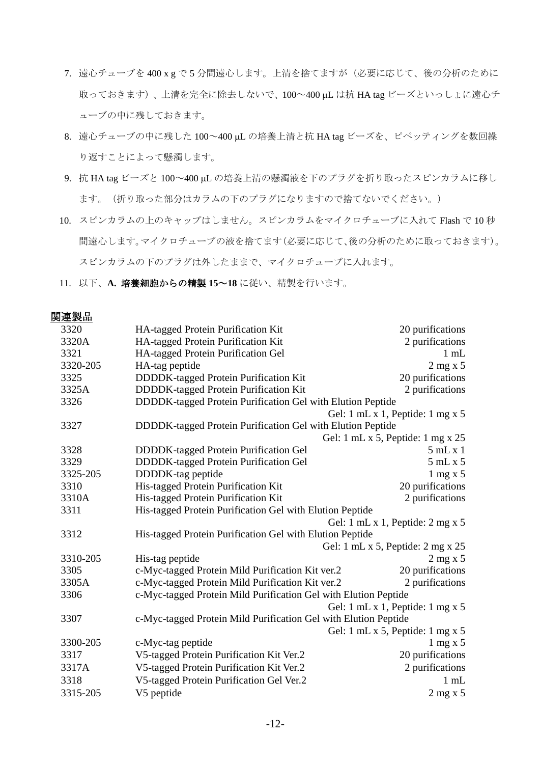7. 遠心チューブを 400 x g で 5 分間遠心します。上清を捨てますが（必要に応じて、後の分析のために取っておきます）、上清を完全に除去しないで、100〜400 μL は抗 HA tag ビーズといっしょに遠心チューブの中に残しておきます。
8. 遠心チューブの中に残した 100〜400 μL の培養上清と抗 HA tag ビーズを、ピペッティングを数回繰り返すことによって懸濁します。
9. 抗 HA tag ビーズと 100〜400 μL の培養上清の懸濁液を下のプラグを折り取ったスピンカラムに移します。（折り取った部分はカラムの下のプラグになりますので捨てないでください。）
10. スピンカラムの上のキャップはしません。スピンカラムをマイクロチューブに入れて Flash で 10 秒間遠心します。マイクロチューブの液を捨てます（必要に応じて、後の分析のために取っておきます）。スピンカラムの下のプラグは外したままで、マイクロチューブに入れます。
11. 以下、**A. 培養細胞からの精製 15〜18** に従い、精製を行います。

## 関連製品

| | | |
|---|---|---|
| 3320 | HA-tagged Protein Purification Kit | 20 purifications |
| 3320A | HA-tagged Protein Purification Kit | 2 purifications |
| 3321 | HA-tagged Protein Purification Gel | 1 mL |
| 3320-205 | HA-tag peptide | 2 mg x 5 |
| 3325 | DDDDK-tagged Protein Purification Kit | 20 purifications |
| 3325A | DDDDK-tagged Protein Purification Kit | 2 purifications |
| 3326 | DDDDK-tagged Protein Purification Gel with Elution Peptide | Gel: 1 mL x 1, Peptide: 1 mg x 5 |
| 3327 | DDDDK-tagged Protein Purification Gel with Elution Peptide | Gel: 1 mL x 5, Peptide: 1 mg x 25 |
| 3328 | DDDDK-tagged Protein Purification Gel | 5 mL x 1 |
| 3329 | DDDDK-tagged Protein Purification Gel | 5 mL x 5 |
| 3325-205 | DDDDK-tag peptide | 1 mg x 5 |
| 3310 | His-tagged Protein Purification Kit | 20 purifications |
| 3310A | His-tagged Protein Purification Kit | 2 purifications |
| 3311 | His-tagged Protein Purification Gel with Elution Peptide | Gel: 1 mL x 1, Peptide: 2 mg x 5 |
| 3312 | His-tagged Protein Purification Gel with Elution Peptide | Gel: 1 mL x 5, Peptide: 2 mg x 25 |
| 3310-205 | His-tag peptide | 2 mg x 5 |
| 3305 | c-Myc-tagged Protein Mild Purification Kit ver.2 | 20 purifications |
| 3305A | c-Myc-tagged Protein Mild Purification Kit ver.2 | 2 purifications |
| 3306 | c-Myc-tagged Protein Mild Purification Gel with Elution Peptide | Gel: 1 mL x 1, Peptide: 1 mg x 5 |
| 3307 | c-Myc-tagged Protein Mild Purification Gel with Elution Peptide | Gel: 1 mL x 5, Peptide: 1 mg x 5 |
| 3300-205 | c-Myc-tag peptide | 1 mg x 5 |
| 3317 | V5-tagged Protein Purification Kit Ver.2 | 20 purifications |
| 3317A | V5-tagged Protein Purification Kit Ver.2 | 2 purifications |
| 3318 | V5-tagged Protein Purification Gel Ver.2 | 1 mL |
| 3315-205 | V5 peptide | 2 mg x 5 |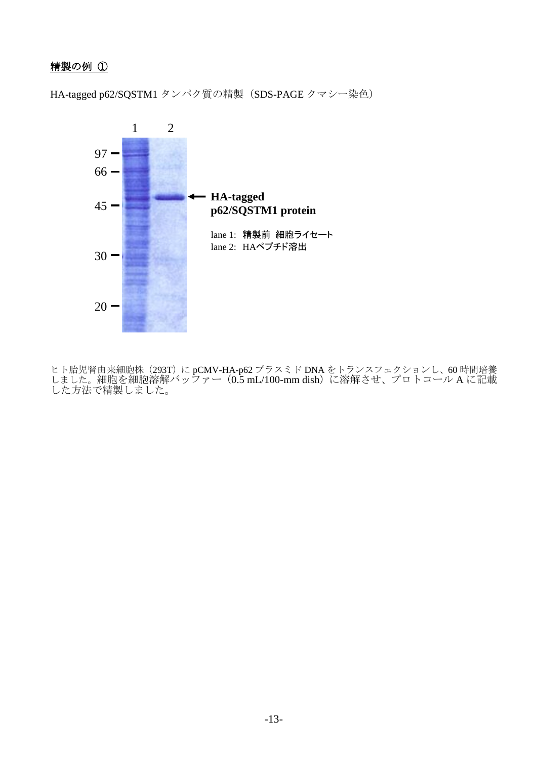**精製の例 ①**

HA-tagged p62/SQSTM1 タンパク質の精製（SDS-PAGE クマシー染色）

1 2

97 —
66 —
45 —
30 —
20 —

← **HA-tagged p62/SQSTM1 protein**

lane 1: 精製前 細胞ライセート
lane 2: HAペプチド溶出

ヒト胎児腎由来細胞株（293T）に pCMV-HA-p62 プラスミド DNA をトランスフェクションし、60 時間培養しました。細胞を細胞溶解バッファー（0.5 mL/100-mm dish）に溶解させ、プロトコール A に記載した方法で精製しました。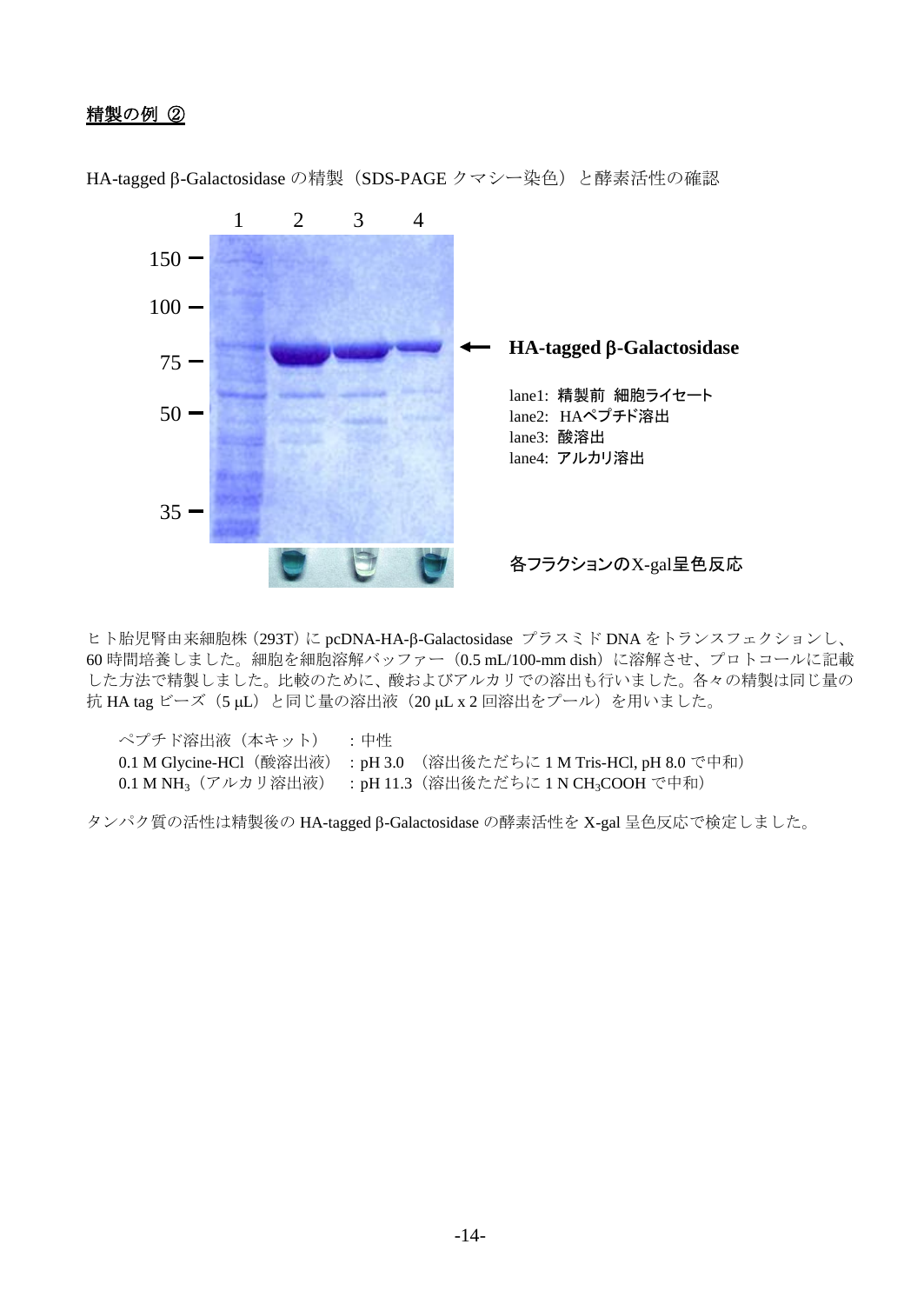## 精製の例 ②

HA-tagged β-Galactosidase の精製（SDS-PAGE クマシー染色）と酵素活性の確認

1　2　3　4

150 —
100 —
75 —
50 —
35 —

← **HA-tagged β-Galactosidase**

lane1: 精製前 細胞ライセート
lane2: HAペプチド溶出
lane3: 酸溶出
lane4: アルカリ溶出

各フラクションのX-gal呈色反応

ヒト胎児腎由来細胞株（293T）に pcDNA-HA-β-Galactosidase プラスミド DNA をトランスフェクションし、60 時間培養しました。細胞を細胞溶解バッファー（0.5 mL/100-mm dish）に溶解させ、プロトコールに記載した方法で精製しました。比較のために、酸およびアルカリでの溶出も行いました。各々の精製は同じ量の抗 HA tag ビーズ（5 μL）と同じ量の溶出液（20 μL x 2 回溶出をプール）を用いました。

ペプチド溶出液（本キット）　：中性
0.1 M Glycine-HCl（酸溶出液）：pH 3.0　（溶出後ただちに 1 M Tris-HCl, pH 8.0 で中和）
0.1 M $NH_3$（アルカリ溶出液）：pH 11.3（溶出後ただちに 1 N $CH_3COOH$ で中和）

タンパク質の活性は精製後の HA-tagged β-Galactosidase の酵素活性を X-gal 呈色反応で検定しました。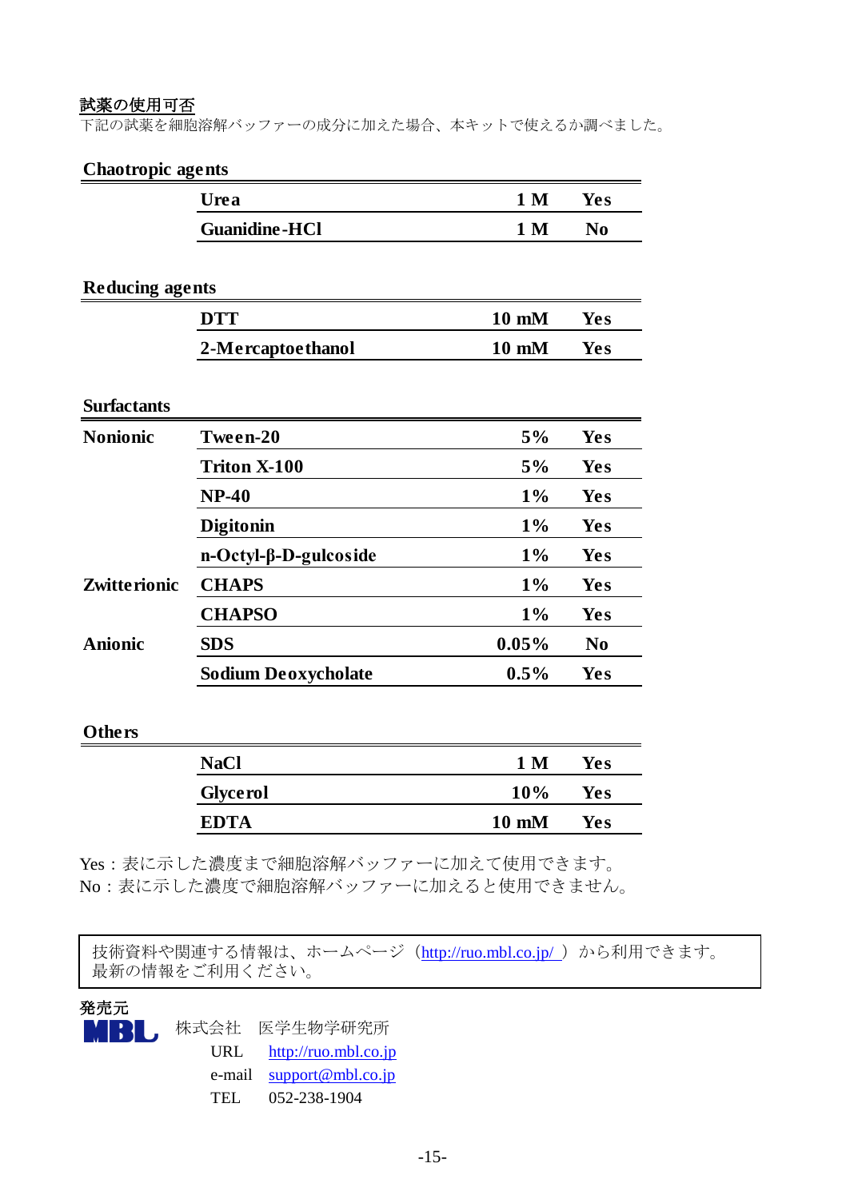## 試薬の使用可否

下記の試薬を細胞溶解バッファーの成分に加えた場合、本キットで使えるか調べました。

**Chaotropic agents**

| | | | |
|---|---|---|---|
| | **Urea** | **1 M** | **Yes** |
| | **Guanidine-HCl** | **1 M** | **No** |

**Reducing agents**

| | | | |
|---|---|---|---|
| | **DTT** | **10 mM** | **Yes** |
| | **2-Mercaptoethanol** | **10 mM** | **Yes** |

**Surfactants**

| | | | |
|---|---|---|---|
| **Nonionic** | **Tween-20** | **5%** | **Yes** |
| | **Triton X-100** | **5%** | **Yes** |
| | **NP-40** | **1%** | **Yes** |
| | **Digitonin** | **1%** | **Yes** |
| | **n-Octyl-β-D-gulcoside** | **1%** | **Yes** |
| **Zwitterionic** | **CHAPS** | **1%** | **Yes** |
| | **CHAPSO** | **1%** | **Yes** |
| **Anionic** | **SDS** | **0.05%** | **No** |
| | **Sodium Deoxycholate** | **0.5%** | **Yes** |

**Others**

| | | | |
|---|---|---|---|
| | **NaCl** | **1 M** | **Yes** |
| | **Glycerol** | **10%** | **Yes** |
| | **EDTA** | **10 mM** | **Yes** |

Yes：表に示した濃度まで細胞溶解バッファーに加えて使用できます。
No：表に示した濃度で細胞溶解バッファーに加えると使用できません。

> 技術資料や関連する情報は、ホームページ（http://ruo.mbl.co.jp/ ）から利用できます。
> 最新の情報をご利用ください。

発売元

MBL 株式会社 医学生物学研究所

URL http://ruo.mbl.co.jp

e-mail support@mbl.co.jp

TEL 052-238-1904